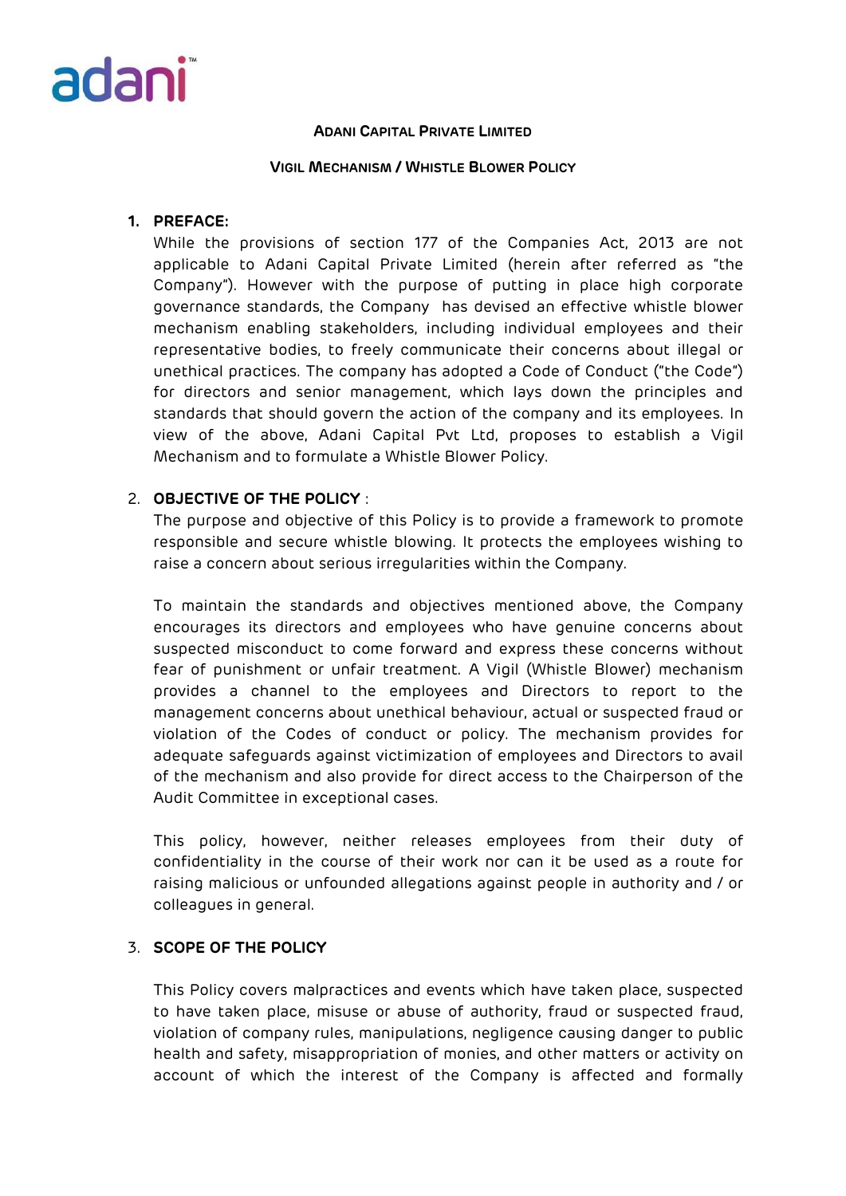**ADANI CAPITAL PRIVATE LIMITED**

**VIGIL MECHANISM / WHISTLE BLOWER POLICY**

1. **PREFACE:**

   While the provisions of section 177 of the Companies Act, 2013 are not applicable to Adani Capital Private Limited (herein after referred as "the Company"). However with the purpose of putting in place high corporate governance standards, the Company has devised an effective whistle blower mechanism enabling stakeholders, including individual employees and their representative bodies, to freely communicate their concerns about illegal or unethical practices. The company has adopted a Code of Conduct ("the Code") for directors and senior management, which lays down the principles and standards that should govern the action of the company and its employees. In view of the above, Adani Capital Pvt Ltd, proposes to establish a Vigil Mechanism and to formulate a Whistle Blower Policy.

2. **OBJECTIVE OF THE POLICY** :

   The purpose and objective of this Policy is to provide a framework to promote responsible and secure whistle blowing. It protects the employees wishing to raise a concern about serious irregularities within the Company.

   To maintain the standards and objectives mentioned above, the Company encourages its directors and employees who have genuine concerns about suspected misconduct to come forward and express these concerns without fear of punishment or unfair treatment. A Vigil (Whistle Blower) mechanism provides a channel to the employees and Directors to report to the management concerns about unethical behaviour, actual or suspected fraud or violation of the Codes of conduct or policy. The mechanism provides for adequate safeguards against victimization of employees and Directors to avail of the mechanism and also provide for direct access to the Chairperson of the Audit Committee in exceptional cases.

   This policy, however, neither releases employees from their duty of confidentiality in the course of their work nor can it be used as a route for raising malicious or unfounded allegations against people in authority and / or colleagues in general.

3. **SCOPE OF THE POLICY**

   This Policy covers malpractices and events which have taken place, suspected to have taken place, misuse or abuse of authority, fraud or suspected fraud, violation of company rules, manipulations, negligence causing danger to public health and safety, misappropriation of monies, and other matters or activity on account of which the interest of the Company is affected and formally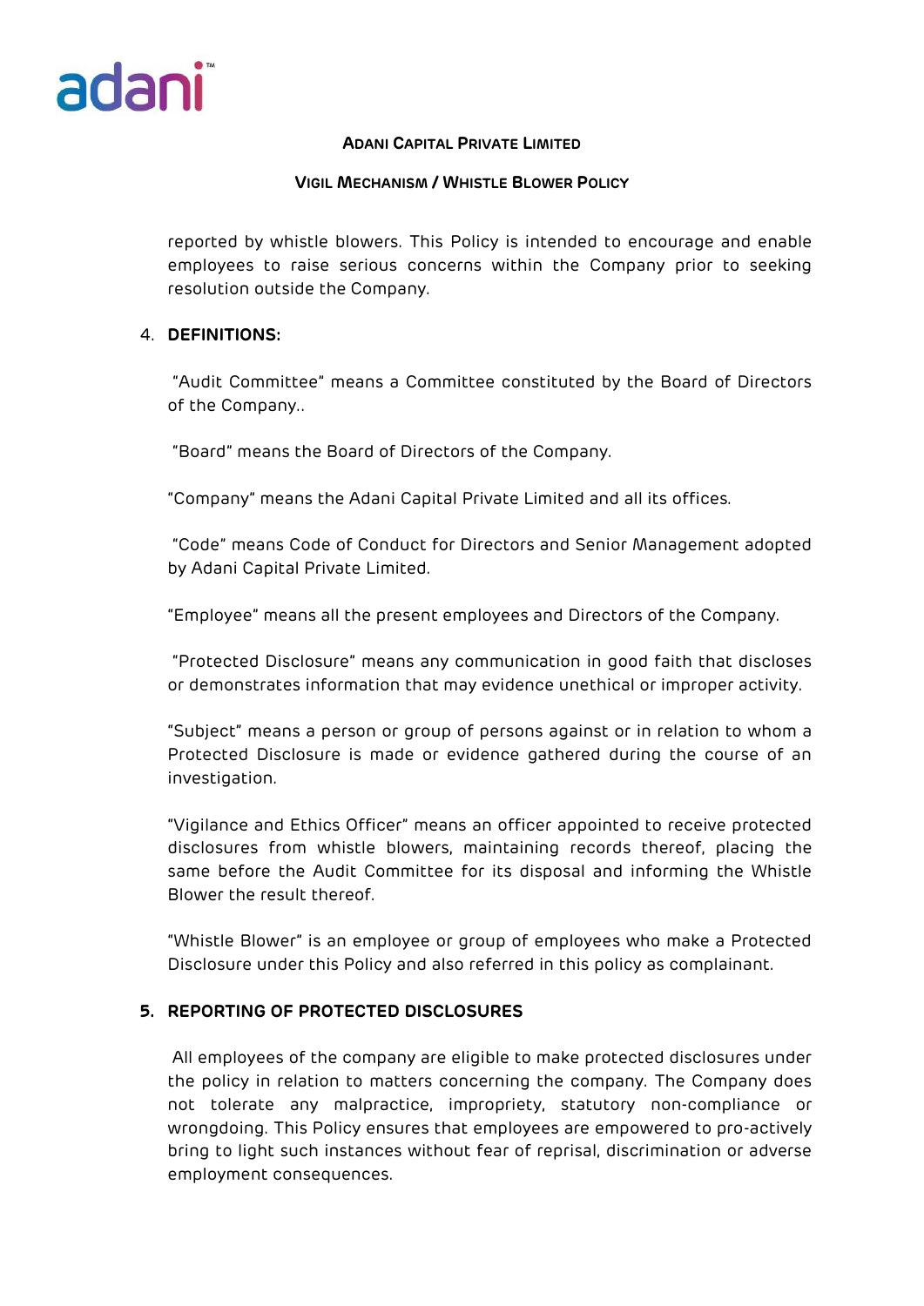reported by whistle blowers. This Policy is intended to encourage and enable employees to raise serious concerns within the Company prior to seeking resolution outside the Company.

## 4. DEFINITIONS:

"Audit Committee" means a Committee constituted by the Board of Directors of the Company..

"Board" means the Board of Directors of the Company.

"Company" means the Adani Capital Private Limited and all its offices.

"Code" means Code of Conduct for Directors and Senior Management adopted by Adani Capital Private Limited.

"Employee" means all the present employees and Directors of the Company.

"Protected Disclosure" means any communication in good faith that discloses or demonstrates information that may evidence unethical or improper activity.

"Subject" means a person or group of persons against or in relation to whom a Protected Disclosure is made or evidence gathered during the course of an investigation.

"Vigilance and Ethics Officer" means an officer appointed to receive protected disclosures from whistle blowers, maintaining records thereof, placing the same before the Audit Committee for its disposal and informing the Whistle Blower the result thereof.

"Whistle Blower" is an employee or group of employees who make a Protected Disclosure under this Policy and also referred in this policy as complainant.

## 5. REPORTING OF PROTECTED DISCLOSURES

All employees of the company are eligible to make protected disclosures under the policy in relation to matters concerning the company. The Company does not tolerate any malpractice, impropriety, statutory non-compliance or wrongdoing. This Policy ensures that employees are empowered to pro-actively bring to light such instances without fear of reprisal, discrimination or adverse employment consequences.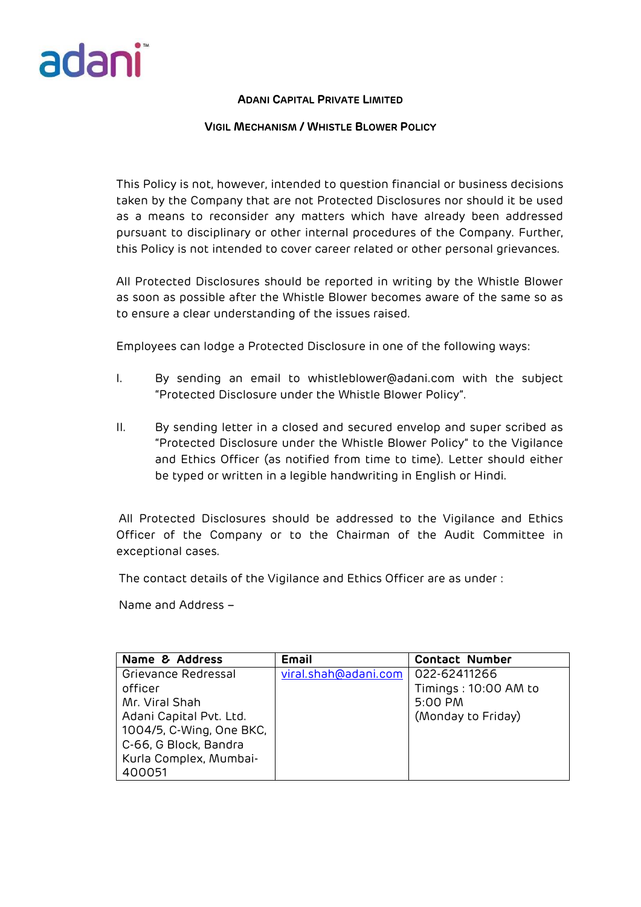This Policy is not, however, intended to question financial or business decisions taken by the Company that are not Protected Disclosures nor should it be used as a means to reconsider any matters which have already been addressed pursuant to disciplinary or other internal procedures of the Company. Further, this Policy is not intended to cover career related or other personal grievances.

All Protected Disclosures should be reported in writing by the Whistle Blower as soon as possible after the Whistle Blower becomes aware of the same so as to ensure a clear understanding of the issues raised.

Employees can lodge a Protected Disclosure in one of the following ways:

I. By sending an email to whistleblower@adani.com with the subject "Protected Disclosure under the Whistle Blower Policy".

II. By sending letter in a closed and secured envelop and super scribed as "Protected Disclosure under the Whistle Blower Policy" to the Vigilance and Ethics Officer (as notified from time to time). Letter should either be typed or written in a legible handwriting in English or Hindi.

All Protected Disclosures should be addressed to the Vigilance and Ethics Officer of the Company or to the Chairman of the Audit Committee in exceptional cases.

The contact details of the Vigilance and Ethics Officer are as under :

Name and Address –

| Name & Address | Email | Contact Number |
|---|---|---|
| Grievance Redressal officer<br>Mr. Viral Shah<br>Adani Capital Pvt. Ltd.<br>1004/5, C-Wing, One BKC, C-66, G Block, Bandra Kurla Complex, Mumbai-400051 | viral.shah@adani.com | 022-62411266<br>Timings : 10:00 AM to 5:00 PM<br>(Monday to Friday) |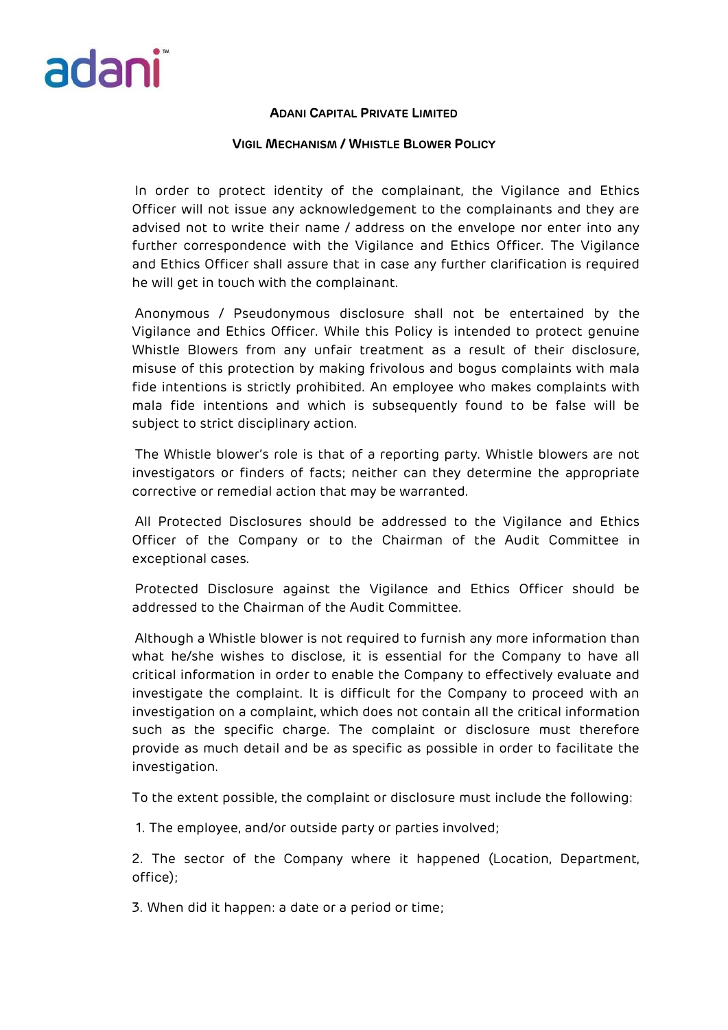**Adani Capital Private Limited**

**Vigil Mechanism / Whistle Blower Policy**

In order to protect identity of the complainant, the Vigilance and Ethics Officer will not issue any acknowledgement to the complainants and they are advised not to write their name / address on the envelope nor enter into any further correspondence with the Vigilance and Ethics Officer. The Vigilance and Ethics Officer shall assure that in case any further clarification is required he will get in touch with the complainant.

Anonymous / Pseudonymous disclosure shall not be entertained by the Vigilance and Ethics Officer. While this Policy is intended to protect genuine Whistle Blowers from any unfair treatment as a result of their disclosure, misuse of this protection by making frivolous and bogus complaints with mala fide intentions is strictly prohibited. An employee who makes complaints with mala fide intentions and which is subsequently found to be false will be subject to strict disciplinary action.

The Whistle blower's role is that of a reporting party. Whistle blowers are not investigators or finders of facts; neither can they determine the appropriate corrective or remedial action that may be warranted.

All Protected Disclosures should be addressed to the Vigilance and Ethics Officer of the Company or to the Chairman of the Audit Committee in exceptional cases.

Protected Disclosure against the Vigilance and Ethics Officer should be addressed to the Chairman of the Audit Committee.

Although a Whistle blower is not required to furnish any more information than what he/she wishes to disclose, it is essential for the Company to have all critical information in order to enable the Company to effectively evaluate and investigate the complaint. It is difficult for the Company to proceed with an investigation on a complaint, which does not contain all the critical information such as the specific charge. The complaint or disclosure must therefore provide as much detail and be as specific as possible in order to facilitate the investigation.

To the extent possible, the complaint or disclosure must include the following:

1. The employee, and/or outside party or parties involved;

2. The sector of the Company where it happened (Location, Department, office);

3. When did it happen: a date or a period or time;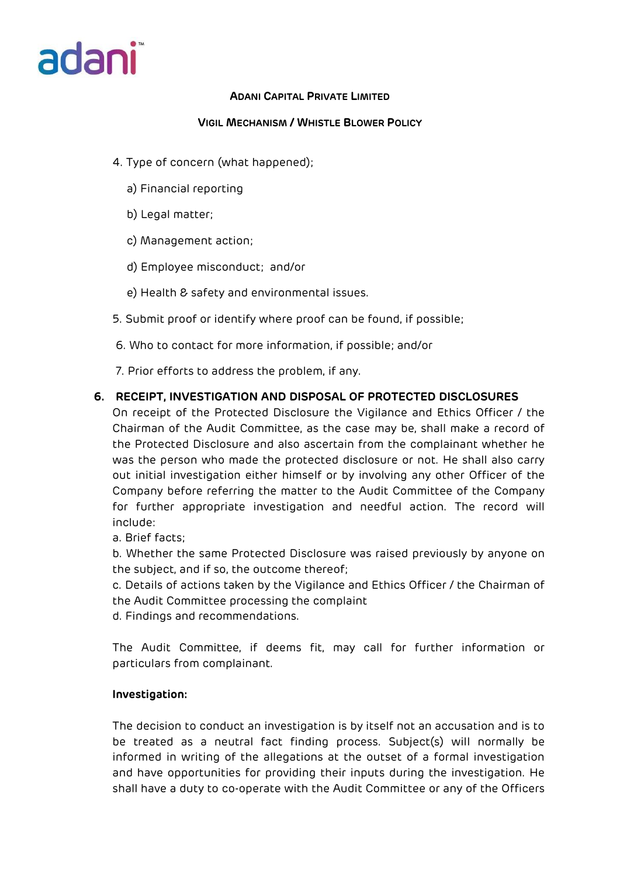4. Type of concern (what happened);

   a) Financial reporting

   b) Legal matter;

   c) Management action;

   d) Employee misconduct; and/or

   e) Health & safety and environmental issues.

5. Submit proof or identify where proof can be found, if possible;

6. Who to contact for more information, if possible; and/or

7. Prior efforts to address the problem, if any.

## 6. RECEIPT, INVESTIGATION AND DISPOSAL OF PROTECTED DISCLOSURES

On receipt of the Protected Disclosure the Vigilance and Ethics Officer / the Chairman of the Audit Committee, as the case may be, shall make a record of the Protected Disclosure and also ascertain from the complainant whether he was the person who made the protected disclosure or not. He shall also carry out initial investigation either himself or by involving any other Officer of the Company before referring the matter to the Audit Committee of the Company for further appropriate investigation and needful action. The record will include:

a. Brief facts;

b. Whether the same Protected Disclosure was raised previously by anyone on the subject, and if so, the outcome thereof;

c. Details of actions taken by the Vigilance and Ethics Officer / the Chairman of the Audit Committee processing the complaint

d. Findings and recommendations.

The Audit Committee, if deems fit, may call for further information or particulars from complainant.

**Investigation:**

The decision to conduct an investigation is by itself not an accusation and is to be treated as a neutral fact finding process. Subject(s) will normally be informed in writing of the allegations at the outset of a formal investigation and have opportunities for providing their inputs during the investigation. He shall have a duty to co-operate with the Audit Committee or any of the Officers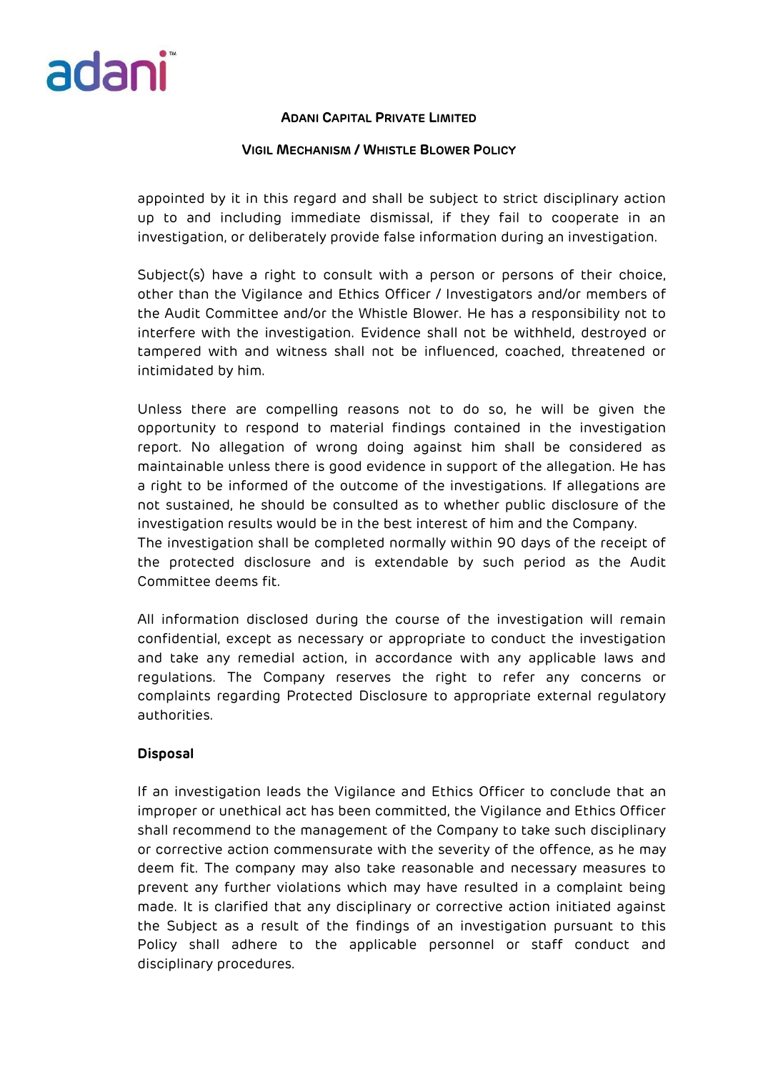appointed by it in this regard and shall be subject to strict disciplinary action up to and including immediate dismissal, if they fail to cooperate in an investigation, or deliberately provide false information during an investigation.

Subject(s) have a right to consult with a person or persons of their choice, other than the Vigilance and Ethics Officer / Investigators and/or members of the Audit Committee and/or the Whistle Blower. He has a responsibility not to interfere with the investigation. Evidence shall not be withheld, destroyed or tampered with and witness shall not be influenced, coached, threatened or intimidated by him.

Unless there are compelling reasons not to do so, he will be given the opportunity to respond to material findings contained in the investigation report. No allegation of wrong doing against him shall be considered as maintainable unless there is good evidence in support of the allegation. He has a right to be informed of the outcome of the investigations. If allegations are not sustained, he should be consulted as to whether public disclosure of the investigation results would be in the best interest of him and the Company.
The investigation shall be completed normally within 90 days of the receipt of the protected disclosure and is extendable by such period as the Audit Committee deems fit.

All information disclosed during the course of the investigation will remain confidential, except as necessary or appropriate to conduct the investigation and take any remedial action, in accordance with any applicable laws and regulations. The Company reserves the right to refer any concerns or complaints regarding Protected Disclosure to appropriate external regulatory authorities.

**Disposal**

If an investigation leads the Vigilance and Ethics Officer to conclude that an improper or unethical act has been committed, the Vigilance and Ethics Officer shall recommend to the management of the Company to take such disciplinary or corrective action commensurate with the severity of the offence, as he may deem fit. The company may also take reasonable and necessary measures to prevent any further violations which may have resulted in a complaint being made. It is clarified that any disciplinary or corrective action initiated against the Subject as a result of the findings of an investigation pursuant to this Policy shall adhere to the applicable personnel or staff conduct and disciplinary procedures.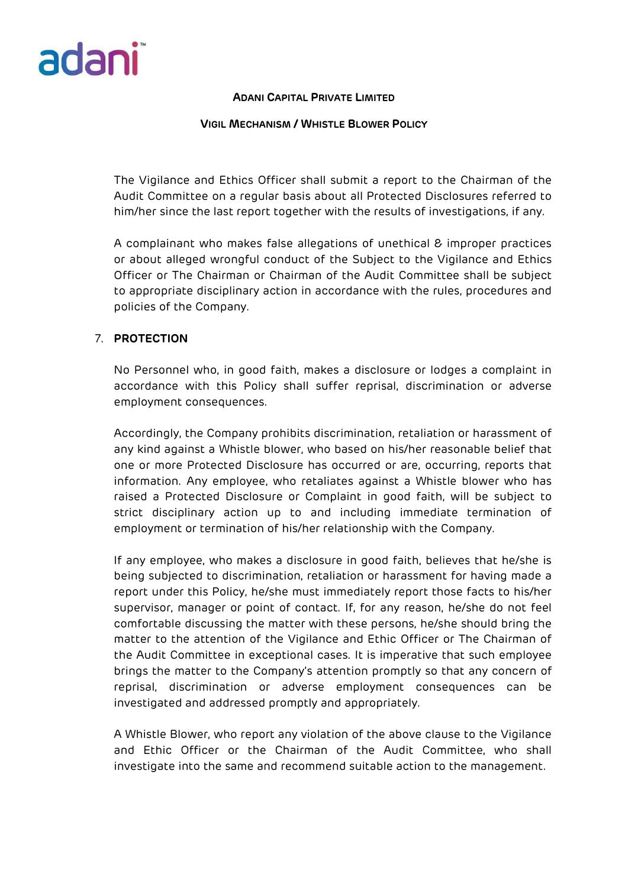The Vigilance and Ethics Officer shall submit a report to the Chairman of the Audit Committee on a regular basis about all Protected Disclosures referred to him/her since the last report together with the results of investigations, if any.

A complainant who makes false allegations of unethical & improper practices or about alleged wrongful conduct of the Subject to the Vigilance and Ethics Officer or The Chairman or Chairman of the Audit Committee shall be subject to appropriate disciplinary action in accordance with the rules, procedures and policies of the Company.

7. **PROTECTION**

No Personnel who, in good faith, makes a disclosure or lodges a complaint in accordance with this Policy shall suffer reprisal, discrimination or adverse employment consequences.

Accordingly, the Company prohibits discrimination, retaliation or harassment of any kind against a Whistle blower, who based on his/her reasonable belief that one or more Protected Disclosure has occurred or are, occurring, reports that information. Any employee, who retaliates against a Whistle blower who has raised a Protected Disclosure or Complaint in good faith, will be subject to strict disciplinary action up to and including immediate termination of employment or termination of his/her relationship with the Company.

If any employee, who makes a disclosure in good faith, believes that he/she is being subjected to discrimination, retaliation or harassment for having made a report under this Policy, he/she must immediately report those facts to his/her supervisor, manager or point of contact. If, for any reason, he/she do not feel comfortable discussing the matter with these persons, he/she should bring the matter to the attention of the Vigilance and Ethic Officer or The Chairman of the Audit Committee in exceptional cases. It is imperative that such employee brings the matter to the Company's attention promptly so that any concern of reprisal, discrimination or adverse employment consequences can be investigated and addressed promptly and appropriately.

A Whistle Blower, who report any violation of the above clause to the Vigilance and Ethic Officer or the Chairman of the Audit Committee, who shall investigate into the same and recommend suitable action to the management.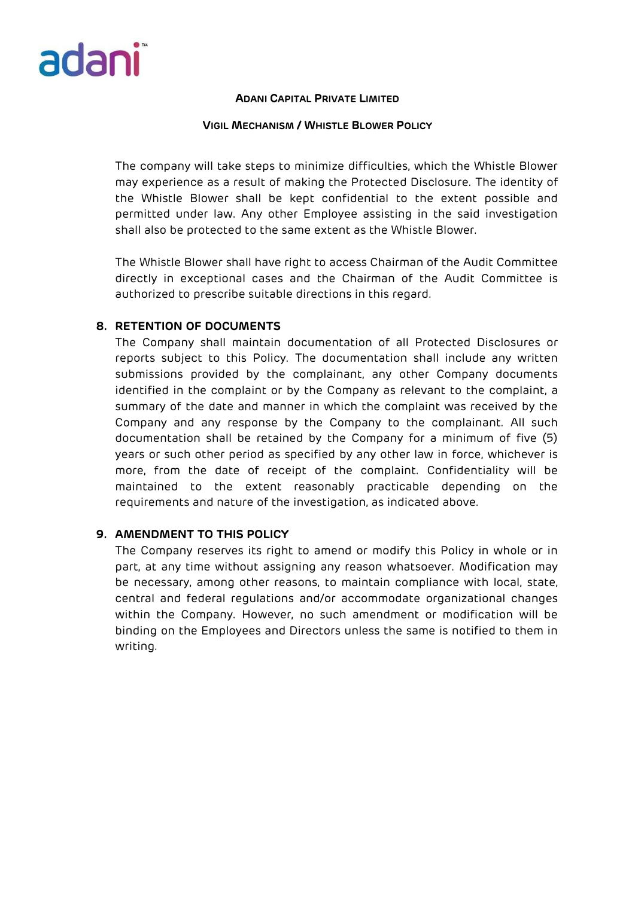The company will take steps to minimize difficulties, which the Whistle Blower may experience as a result of making the Protected Disclosure. The identity of the Whistle Blower shall be kept confidential to the extent possible and permitted under law. Any other Employee assisting in the said investigation shall also be protected to the same extent as the Whistle Blower.

The Whistle Blower shall have right to access Chairman of the Audit Committee directly in exceptional cases and the Chairman of the Audit Committee is authorized to prescribe suitable directions in this regard.

## 8. RETENTION OF DOCUMENTS

The Company shall maintain documentation of all Protected Disclosures or reports subject to this Policy. The documentation shall include any written submissions provided by the complainant, any other Company documents identified in the complaint or by the Company as relevant to the complaint, a summary of the date and manner in which the complaint was received by the Company and any response by the Company to the complainant. All such documentation shall be retained by the Company for a minimum of five (5) years or such other period as specified by any other law in force, whichever is more, from the date of receipt of the complaint. Confidentiality will be maintained to the extent reasonably practicable depending on the requirements and nature of the investigation, as indicated above.

## 9. AMENDMENT TO THIS POLICY

The Company reserves its right to amend or modify this Policy in whole or in part, at any time without assigning any reason whatsoever. Modification may be necessary, among other reasons, to maintain compliance with local, state, central and federal regulations and/or accommodate organizational changes within the Company. However, no such amendment or modification will be binding on the Employees and Directors unless the same is notified to them in writing.